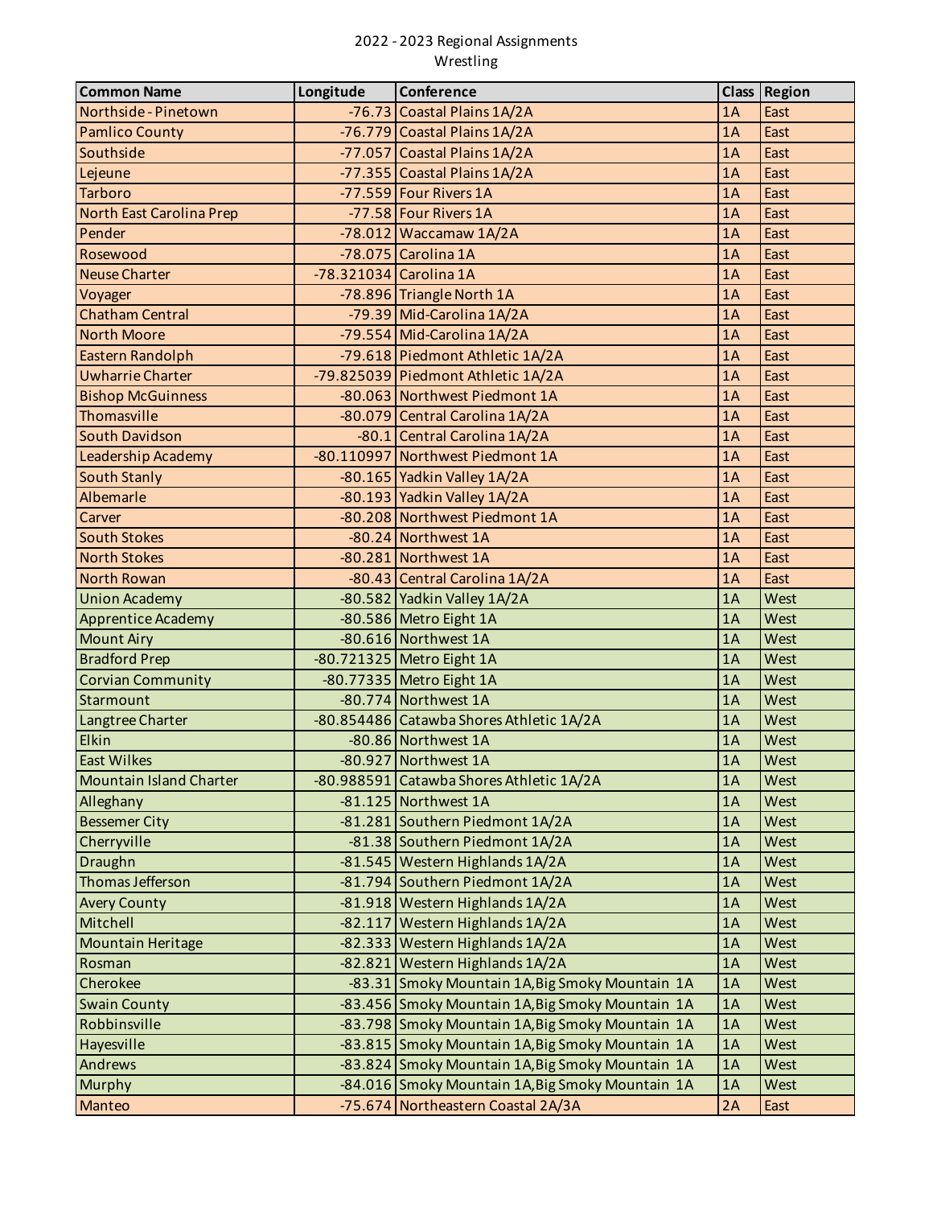2022 - 2023 Regional Assignments
Wrestling

| Common Name | Longitude | Conference | Class | Region |
|---|---|---|---|---|
| Northside - Pinetown | -76.73 | Coastal Plains 1A/2A | 1A | East |
| Pamlico County | -76.779 | Coastal Plains 1A/2A | 1A | East |
| Southside | -77.057 | Coastal Plains 1A/2A | 1A | East |
| Lejeune | -77.355 | Coastal Plains 1A/2A | 1A | East |
| Tarboro | -77.559 | Four Rivers 1A | 1A | East |
| North East Carolina Prep | -77.58 | Four Rivers 1A | 1A | East |
| Pender | -78.012 | Waccamaw 1A/2A | 1A | East |
| Rosewood | -78.075 | Carolina 1A | 1A | East |
| Neuse Charter | -78.321034 | Carolina 1A | 1A | East |
| Voyager | -78.896 | Triangle North 1A | 1A | East |
| Chatham Central | -79.39 | Mid-Carolina 1A/2A | 1A | East |
| North Moore | -79.554 | Mid-Carolina 1A/2A | 1A | East |
| Eastern Randolph | -79.618 | Piedmont Athletic 1A/2A | 1A | East |
| Uwharrie Charter | -79.825039 | Piedmont Athletic 1A/2A | 1A | East |
| Bishop McGuinness | -80.063 | Northwest Piedmont 1A | 1A | East |
| Thomasville | -80.079 | Central Carolina 1A/2A | 1A | East |
| South Davidson | -80.1 | Central Carolina 1A/2A | 1A | East |
| Leadership Academy | -80.110997 | Northwest Piedmont 1A | 1A | East |
| South Stanly | -80.165 | Yadkin Valley 1A/2A | 1A | East |
| Albemarle | -80.193 | Yadkin Valley 1A/2A | 1A | East |
| Carver | -80.208 | Northwest Piedmont 1A | 1A | East |
| South Stokes | -80.24 | Northwest 1A | 1A | East |
| North Stokes | -80.281 | Northwest 1A | 1A | East |
| North Rowan | -80.43 | Central Carolina 1A/2A | 1A | East |
| Union Academy | -80.582 | Yadkin Valley 1A/2A | 1A | West |
| Apprentice Academy | -80.586 | Metro Eight 1A | 1A | West |
| Mount Airy | -80.616 | Northwest 1A | 1A | West |
| Bradford Prep | -80.721325 | Metro Eight 1A | 1A | West |
| Corvian Community | -80.77335 | Metro Eight 1A | 1A | West |
| Starmount | -80.774 | Northwest 1A | 1A | West |
| Langtree Charter | -80.854486 | Catawba Shores Athletic 1A/2A | 1A | West |
| Elkin | -80.86 | Northwest 1A | 1A | West |
| East Wilkes | -80.927 | Northwest 1A | 1A | West |
| Mountain Island Charter | -80.988591 | Catawba Shores Athletic 1A/2A | 1A | West |
| Alleghany | -81.125 | Northwest 1A | 1A | West |
| Bessemer City | -81.281 | Southern Piedmont 1A/2A | 1A | West |
| Cherryville | -81.38 | Southern Piedmont 1A/2A | 1A | West |
| Draughn | -81.545 | Western Highlands 1A/2A | 1A | West |
| Thomas Jefferson | -81.794 | Southern Piedmont 1A/2A | 1A | West |
| Avery County | -81.918 | Western Highlands 1A/2A | 1A | West |
| Mitchell | -82.117 | Western Highlands 1A/2A | 1A | West |
| Mountain Heritage | -82.333 | Western Highlands 1A/2A | 1A | West |
| Rosman | -82.821 | Western Highlands 1A/2A | 1A | West |
| Cherokee | -83.31 | Smoky Mountain 1A, Big Smoky Mountain 1A | 1A | West |
| Swain County | -83.456 | Smoky Mountain 1A, Big Smoky Mountain 1A | 1A | West |
| Robbinsville | -83.798 | Smoky Mountain 1A, Big Smoky Mountain 1A | 1A | West |
| Hayesville | -83.815 | Smoky Mountain 1A, Big Smoky Mountain 1A | 1A | West |
| Andrews | -83.824 | Smoky Mountain 1A, Big Smoky Mountain 1A | 1A | West |
| Murphy | -84.016 | Smoky Mountain 1A, Big Smoky Mountain 1A | 1A | West |
| Manteo | -75.674 | Northeastern Coastal 2A/3A | 2A | East |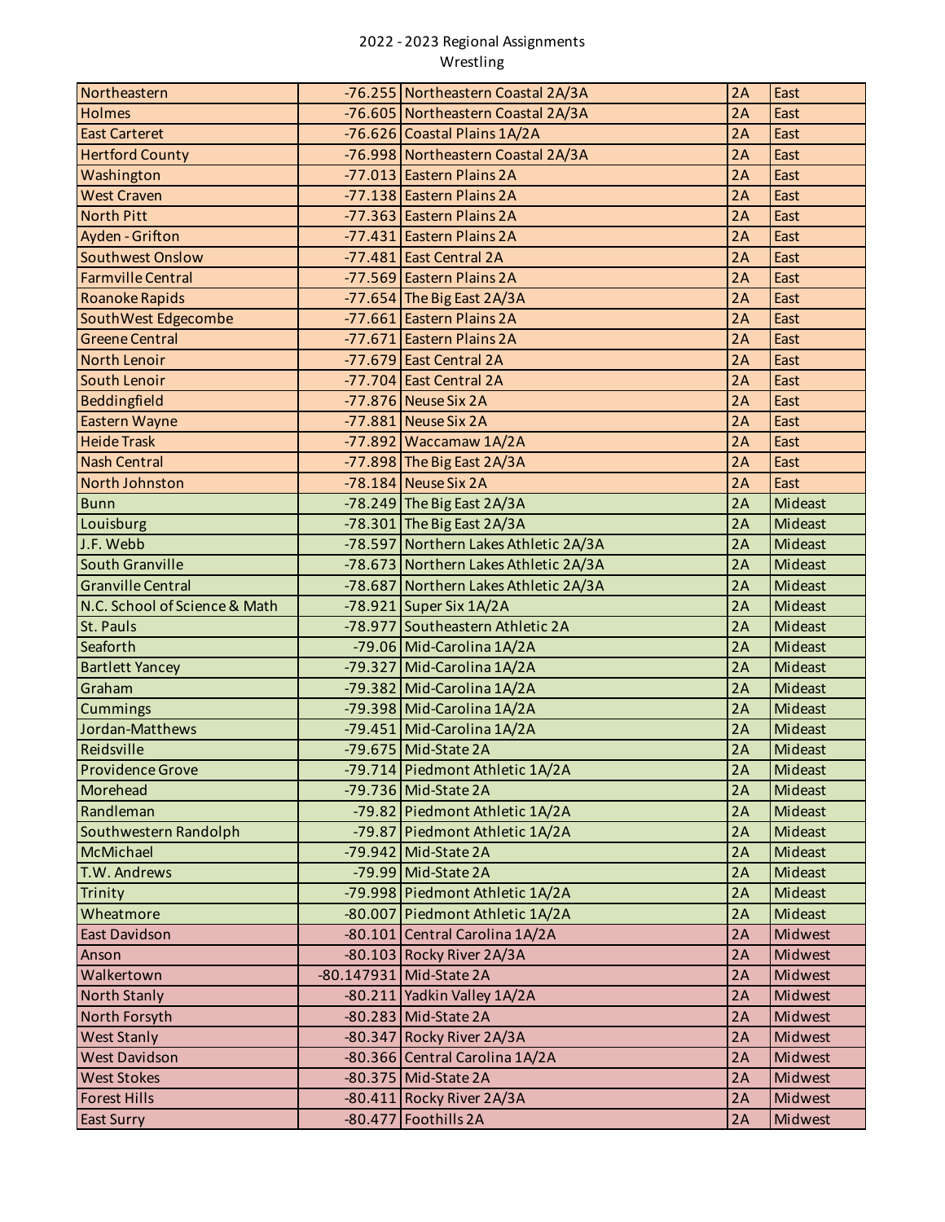2022 - 2023 Regional Assignments
Wrestling

| | | | | |
|---|---|---|---|---|
| Northeastern | -76.255 | Northeastern Coastal 2A/3A | 2A | East |
| Holmes | -76.605 | Northeastern Coastal 2A/3A | 2A | East |
| East Carteret | -76.626 | Coastal Plains 1A/2A | 2A | East |
| Hertford County | -76.998 | Northeastern Coastal 2A/3A | 2A | East |
| Washington | -77.013 | Eastern Plains 2A | 2A | East |
| West Craven | -77.138 | Eastern Plains 2A | 2A | East |
| North Pitt | -77.363 | Eastern Plains 2A | 2A | East |
| Ayden - Grifton | -77.431 | Eastern Plains 2A | 2A | East |
| Southwest Onslow | -77.481 | East Central 2A | 2A | East |
| Farmville Central | -77.569 | Eastern Plains 2A | 2A | East |
| Roanoke Rapids | -77.654 | The Big East 2A/3A | 2A | East |
| SouthWest Edgecombe | -77.661 | Eastern Plains 2A | 2A | East |
| Greene Central | -77.671 | Eastern Plains 2A | 2A | East |
| North Lenoir | -77.679 | East Central 2A | 2A | East |
| South Lenoir | -77.704 | East Central 2A | 2A | East |
| Beddingfield | -77.876 | Neuse Six 2A | 2A | East |
| Eastern Wayne | -77.881 | Neuse Six 2A | 2A | East |
| Heide Trask | -77.892 | Waccamaw 1A/2A | 2A | East |
| Nash Central | -77.898 | The Big East 2A/3A | 2A | East |
| North Johnston | -78.184 | Neuse Six 2A | 2A | East |
| Bunn | -78.249 | The Big East 2A/3A | 2A | Mideast |
| Louisburg | -78.301 | The Big East 2A/3A | 2A | Mideast |
| J.F. Webb | -78.597 | Northern Lakes Athletic 2A/3A | 2A | Mideast |
| South Granville | -78.673 | Northern Lakes Athletic 2A/3A | 2A | Mideast |
| Granville Central | -78.687 | Northern Lakes Athletic 2A/3A | 2A | Mideast |
| N.C. School of Science & Math | -78.921 | Super Six 1A/2A | 2A | Mideast |
| St. Pauls | -78.977 | Southeastern Athletic 2A | 2A | Mideast |
| Seaforth | -79.06 | Mid-Carolina 1A/2A | 2A | Mideast |
| Bartlett Yancey | -79.327 | Mid-Carolina 1A/2A | 2A | Mideast |
| Graham | -79.382 | Mid-Carolina 1A/2A | 2A | Mideast |
| Cummings | -79.398 | Mid-Carolina 1A/2A | 2A | Mideast |
| Jordan-Matthews | -79.451 | Mid-Carolina 1A/2A | 2A | Mideast |
| Reidsville | -79.675 | Mid-State 2A | 2A | Mideast |
| Providence Grove | -79.714 | Piedmont Athletic 1A/2A | 2A | Mideast |
| Morehead | -79.736 | Mid-State 2A | 2A | Mideast |
| Randleman | -79.82 | Piedmont Athletic 1A/2A | 2A | Mideast |
| Southwestern Randolph | -79.87 | Piedmont Athletic 1A/2A | 2A | Mideast |
| McMichael | -79.942 | Mid-State 2A | 2A | Mideast |
| T.W. Andrews | -79.99 | Mid-State 2A | 2A | Mideast |
| Trinity | -79.998 | Piedmont Athletic 1A/2A | 2A | Mideast |
| Wheatmore | -80.007 | Piedmont Athletic 1A/2A | 2A | Mideast |
| East Davidson | -80.101 | Central Carolina 1A/2A | 2A | Midwest |
| Anson | -80.103 | Rocky River 2A/3A | 2A | Midwest |
| Walkertown | -80.147931 | Mid-State 2A | 2A | Midwest |
| North Stanly | -80.211 | Yadkin Valley 1A/2A | 2A | Midwest |
| North Forsyth | -80.283 | Mid-State 2A | 2A | Midwest |
| West Stanly | -80.347 | Rocky River 2A/3A | 2A | Midwest |
| West Davidson | -80.366 | Central Carolina 1A/2A | 2A | Midwest |
| West Stokes | -80.375 | Mid-State 2A | 2A | Midwest |
| Forest Hills | -80.411 | Rocky River 2A/3A | 2A | Midwest |
| East Surry | -80.477 | Foothills 2A | 2A | Midwest |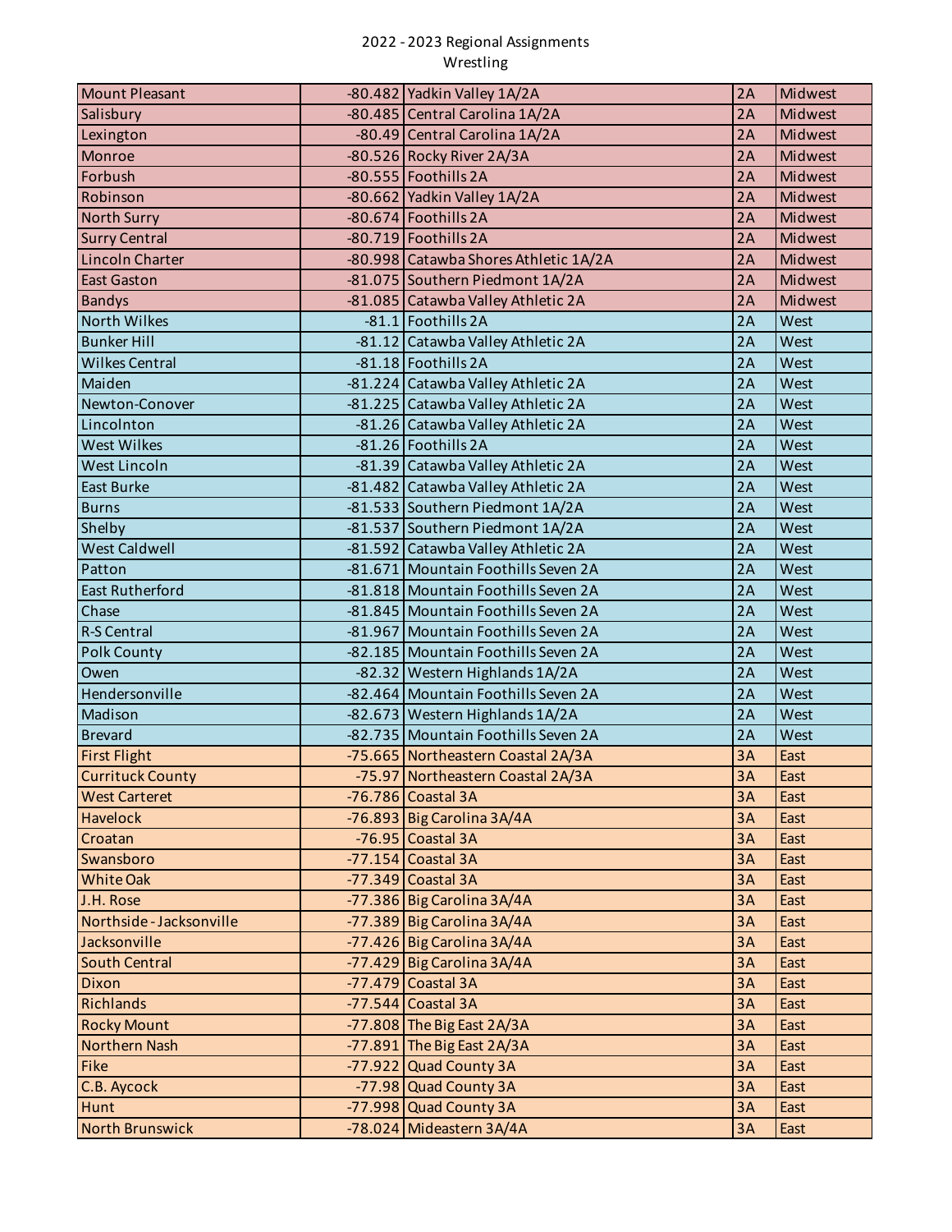2022 - 2023 Regional Assignments
Wrestling

| | | | | |
|---|---|---|---|---|
| Mount Pleasant | -80.482 | Yadkin Valley 1A/2A | 2A | Midwest |
| Salisbury | -80.485 | Central Carolina 1A/2A | 2A | Midwest |
| Lexington | -80.49 | Central Carolina 1A/2A | 2A | Midwest |
| Monroe | -80.526 | Rocky River 2A/3A | 2A | Midwest |
| Forbush | -80.555 | Foothills 2A | 2A | Midwest |
| Robinson | -80.662 | Yadkin Valley 1A/2A | 2A | Midwest |
| North Surry | -80.674 | Foothills 2A | 2A | Midwest |
| Surry Central | -80.719 | Foothills 2A | 2A | Midwest |
| Lincoln Charter | -80.998 | Catawba Shores Athletic 1A/2A | 2A | Midwest |
| East Gaston | -81.075 | Southern Piedmont 1A/2A | 2A | Midwest |
| Bandys | -81.085 | Catawba Valley Athletic 2A | 2A | Midwest |
| North Wilkes | -81.1 | Foothills 2A | 2A | West |
| Bunker Hill | -81.12 | Catawba Valley Athletic 2A | 2A | West |
| Wilkes Central | -81.18 | Foothills 2A | 2A | West |
| Maiden | -81.224 | Catawba Valley Athletic 2A | 2A | West |
| Newton-Conover | -81.225 | Catawba Valley Athletic 2A | 2A | West |
| Lincolnton | -81.26 | Catawba Valley Athletic 2A | 2A | West |
| West Wilkes | -81.26 | Foothills 2A | 2A | West |
| West Lincoln | -81.39 | Catawba Valley Athletic 2A | 2A | West |
| East Burke | -81.482 | Catawba Valley Athletic 2A | 2A | West |
| Burns | -81.533 | Southern Piedmont 1A/2A | 2A | West |
| Shelby | -81.537 | Southern Piedmont 1A/2A | 2A | West |
| West Caldwell | -81.592 | Catawba Valley Athletic 2A | 2A | West |
| Patton | -81.671 | Mountain Foothills Seven 2A | 2A | West |
| East Rutherford | -81.818 | Mountain Foothills Seven 2A | 2A | West |
| Chase | -81.845 | Mountain Foothills Seven 2A | 2A | West |
| R-S Central | -81.967 | Mountain Foothills Seven 2A | 2A | West |
| Polk County | -82.185 | Mountain Foothills Seven 2A | 2A | West |
| Owen | -82.32 | Western Highlands 1A/2A | 2A | West |
| Hendersonville | -82.464 | Mountain Foothills Seven 2A | 2A | West |
| Madison | -82.673 | Western Highlands 1A/2A | 2A | West |
| Brevard | -82.735 | Mountain Foothills Seven 2A | 2A | West |
| First Flight | -75.665 | Northeastern Coastal 2A/3A | 3A | East |
| Currituck County | -75.97 | Northeastern Coastal 2A/3A | 3A | East |
| West Carteret | -76.786 | Coastal 3A | 3A | East |
| Havelock | -76.893 | Big Carolina 3A/4A | 3A | East |
| Croatan | -76.95 | Coastal 3A | 3A | East |
| Swansboro | -77.154 | Coastal 3A | 3A | East |
| White Oak | -77.349 | Coastal 3A | 3A | East |
| J.H. Rose | -77.386 | Big Carolina 3A/4A | 3A | East |
| Northside - Jacksonville | -77.389 | Big Carolina 3A/4A | 3A | East |
| Jacksonville | -77.426 | Big Carolina 3A/4A | 3A | East |
| South Central | -77.429 | Big Carolina 3A/4A | 3A | East |
| Dixon | -77.479 | Coastal 3A | 3A | East |
| Richlands | -77.544 | Coastal 3A | 3A | East |
| Rocky Mount | -77.808 | The Big East 2A/3A | 3A | East |
| Northern Nash | -77.891 | The Big East 2A/3A | 3A | East |
| Fike | -77.922 | Quad County 3A | 3A | East |
| C.B. Aycock | -77.98 | Quad County 3A | 3A | East |
| Hunt | -77.998 | Quad County 3A | 3A | East |
| North Brunswick | -78.024 | Mideastern 3A/4A | 3A | East |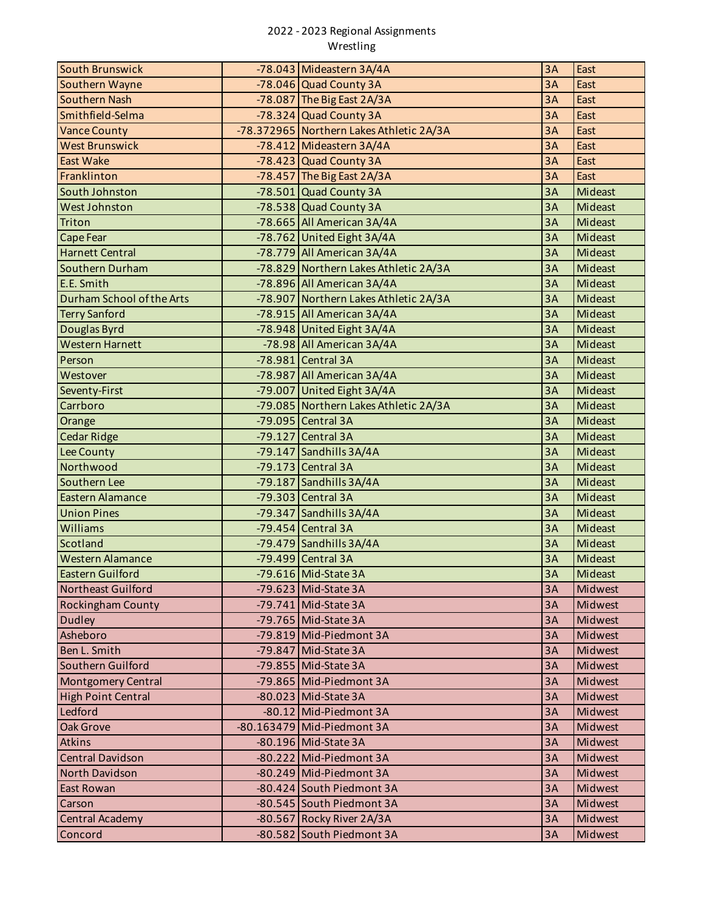2022 - 2023 Regional Assignments
Wrestling

| | | | | |
|---|---|---|---|---|
| South Brunswick | -78.043 | Mideastern 3A/4A | 3A | East |
| Southern Wayne | -78.046 | Quad County 3A | 3A | East |
| Southern Nash | -78.087 | The Big East 2A/3A | 3A | East |
| Smithfield-Selma | -78.324 | Quad County 3A | 3A | East |
| Vance County | -78.372965 | Northern Lakes Athletic 2A/3A | 3A | East |
| West Brunswick | -78.412 | Mideastern 3A/4A | 3A | East |
| East Wake | -78.423 | Quad County 3A | 3A | East |
| Franklinton | -78.457 | The Big East 2A/3A | 3A | East |
| South Johnston | -78.501 | Quad County 3A | 3A | Mideast |
| West Johnston | -78.538 | Quad County 3A | 3A | Mideast |
| Triton | -78.665 | All American 3A/4A | 3A | Mideast |
| Cape Fear | -78.762 | United Eight 3A/4A | 3A | Mideast |
| Harnett Central | -78.779 | All American 3A/4A | 3A | Mideast |
| Southern Durham | -78.829 | Northern Lakes Athletic 2A/3A | 3A | Mideast |
| E.E. Smith | -78.896 | All American 3A/4A | 3A | Mideast |
| Durham School of the Arts | -78.907 | Northern Lakes Athletic 2A/3A | 3A | Mideast |
| Terry Sanford | -78.915 | All American 3A/4A | 3A | Mideast |
| Douglas Byrd | -78.948 | United Eight 3A/4A | 3A | Mideast |
| Western Harnett | -78.98 | All American 3A/4A | 3A | Mideast |
| Person | -78.981 | Central 3A | 3A | Mideast |
| Westover | -78.987 | All American 3A/4A | 3A | Mideast |
| Seventy-First | -79.007 | United Eight 3A/4A | 3A | Mideast |
| Carrboro | -79.085 | Northern Lakes Athletic 2A/3A | 3A | Mideast |
| Orange | -79.095 | Central 3A | 3A | Mideast |
| Cedar Ridge | -79.127 | Central 3A | 3A | Mideast |
| Lee County | -79.147 | Sandhills 3A/4A | 3A | Mideast |
| Northwood | -79.173 | Central 3A | 3A | Mideast |
| Southern Lee | -79.187 | Sandhills 3A/4A | 3A | Mideast |
| Eastern Alamance | -79.303 | Central 3A | 3A | Mideast |
| Union Pines | -79.347 | Sandhills 3A/4A | 3A | Mideast |
| Williams | -79.454 | Central 3A | 3A | Mideast |
| Scotland | -79.479 | Sandhills 3A/4A | 3A | Mideast |
| Western Alamance | -79.499 | Central 3A | 3A | Mideast |
| Eastern Guilford | -79.616 | Mid-State 3A | 3A | Mideast |
| Northeast Guilford | -79.623 | Mid-State 3A | 3A | Midwest |
| Rockingham County | -79.741 | Mid-State 3A | 3A | Midwest |
| Dudley | -79.765 | Mid-State 3A | 3A | Midwest |
| Asheboro | -79.819 | Mid-Piedmont 3A | 3A | Midwest |
| Ben L. Smith | -79.847 | Mid-State 3A | 3A | Midwest |
| Southern Guilford | -79.855 | Mid-State 3A | 3A | Midwest |
| Montgomery Central | -79.865 | Mid-Piedmont 3A | 3A | Midwest |
| High Point Central | -80.023 | Mid-State 3A | 3A | Midwest |
| Ledford | -80.12 | Mid-Piedmont 3A | 3A | Midwest |
| Oak Grove | -80.163479 | Mid-Piedmont 3A | 3A | Midwest |
| Atkins | -80.196 | Mid-State 3A | 3A | Midwest |
| Central Davidson | -80.222 | Mid-Piedmont 3A | 3A | Midwest |
| North Davidson | -80.249 | Mid-Piedmont 3A | 3A | Midwest |
| East Rowan | -80.424 | South Piedmont 3A | 3A | Midwest |
| Carson | -80.545 | South Piedmont 3A | 3A | Midwest |
| Central Academy | -80.567 | Rocky River 2A/3A | 3A | Midwest |
| Concord | -80.582 | South Piedmont 3A | 3A | Midwest |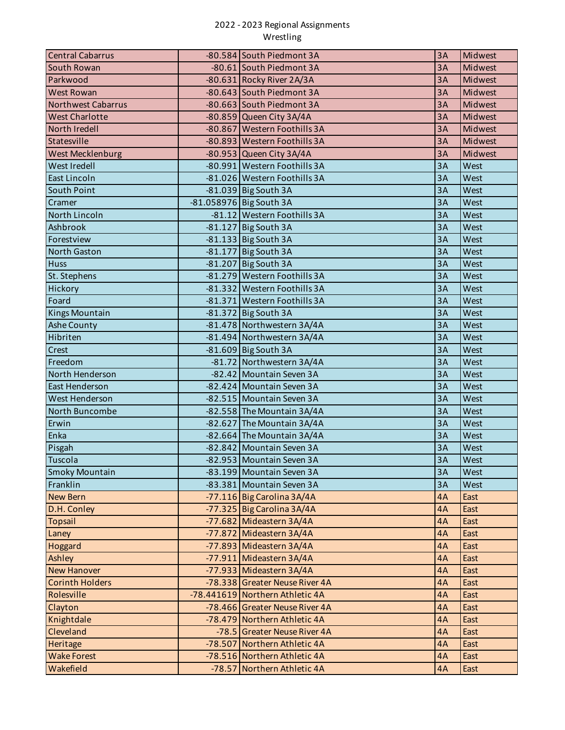2022 - 2023 Regional Assignments
Wrestling

| | | | | |
|---|---|---|---|---|
| Central Cabarrus | -80.584 | South Piedmont 3A | 3A | Midwest |
| South Rowan | -80.61 | South Piedmont 3A | 3A | Midwest |
| Parkwood | -80.631 | Rocky River 2A/3A | 3A | Midwest |
| West Rowan | -80.643 | South Piedmont 3A | 3A | Midwest |
| Northwest Cabarrus | -80.663 | South Piedmont 3A | 3A | Midwest |
| West Charlotte | -80.859 | Queen City 3A/4A | 3A | Midwest |
| North Iredell | -80.867 | Western Foothills 3A | 3A | Midwest |
| Statesville | -80.893 | Western Foothills 3A | 3A | Midwest |
| West Mecklenburg | -80.953 | Queen City 3A/4A | 3A | Midwest |
| West Iredell | -80.991 | Western Foothills 3A | 3A | West |
| East Lincoln | -81.026 | Western Foothills 3A | 3A | West |
| South Point | -81.039 | Big South 3A | 3A | West |
| Cramer | -81.058976 | Big South 3A | 3A | West |
| North Lincoln | -81.12 | Western Foothills 3A | 3A | West |
| Ashbrook | -81.127 | Big South 3A | 3A | West |
| Forestview | -81.133 | Big South 3A | 3A | West |
| North Gaston | -81.177 | Big South 3A | 3A | West |
| Huss | -81.207 | Big South 3A | 3A | West |
| St. Stephens | -81.279 | Western Foothills 3A | 3A | West |
| Hickory | -81.332 | Western Foothills 3A | 3A | West |
| Foard | -81.371 | Western Foothills 3A | 3A | West |
| Kings Mountain | -81.372 | Big South 3A | 3A | West |
| Ashe County | -81.478 | Northwestern 3A/4A | 3A | West |
| Hibriten | -81.494 | Northwestern 3A/4A | 3A | West |
| Crest | -81.609 | Big South 3A | 3A | West |
| Freedom | -81.72 | Northwestern 3A/4A | 3A | West |
| North Henderson | -82.42 | Mountain Seven 3A | 3A | West |
| East Henderson | -82.424 | Mountain Seven 3A | 3A | West |
| West Henderson | -82.515 | Mountain Seven 3A | 3A | West |
| North Buncombe | -82.558 | The Mountain 3A/4A | 3A | West |
| Erwin | -82.627 | The Mountain 3A/4A | 3A | West |
| Enka | -82.664 | The Mountain 3A/4A | 3A | West |
| Pisgah | -82.842 | Mountain Seven 3A | 3A | West |
| Tuscola | -82.953 | Mountain Seven 3A | 3A | West |
| Smoky Mountain | -83.199 | Mountain Seven 3A | 3A | West |
| Franklin | -83.381 | Mountain Seven 3A | 3A | West |
| New Bern | -77.116 | Big Carolina 3A/4A | 4A | East |
| D.H. Conley | -77.325 | Big Carolina 3A/4A | 4A | East |
| Topsail | -77.682 | Mideastern 3A/4A | 4A | East |
| Laney | -77.872 | Mideastern 3A/4A | 4A | East |
| Hoggard | -77.893 | Mideastern 3A/4A | 4A | East |
| Ashley | -77.911 | Mideastern 3A/4A | 4A | East |
| New Hanover | -77.933 | Mideastern 3A/4A | 4A | East |
| Corinth Holders | -78.338 | Greater Neuse River 4A | 4A | East |
| Rolesville | -78.441619 | Northern Athletic 4A | 4A | East |
| Clayton | -78.466 | Greater Neuse River 4A | 4A | East |
| Knightdale | -78.479 | Northern Athletic 4A | 4A | East |
| Cleveland | -78.5 | Greater Neuse River 4A | 4A | East |
| Heritage | -78.507 | Northern Athletic 4A | 4A | East |
| Wake Forest | -78.516 | Northern Athletic 4A | 4A | East |
| Wakefield | -78.57 | Northern Athletic 4A | 4A | East |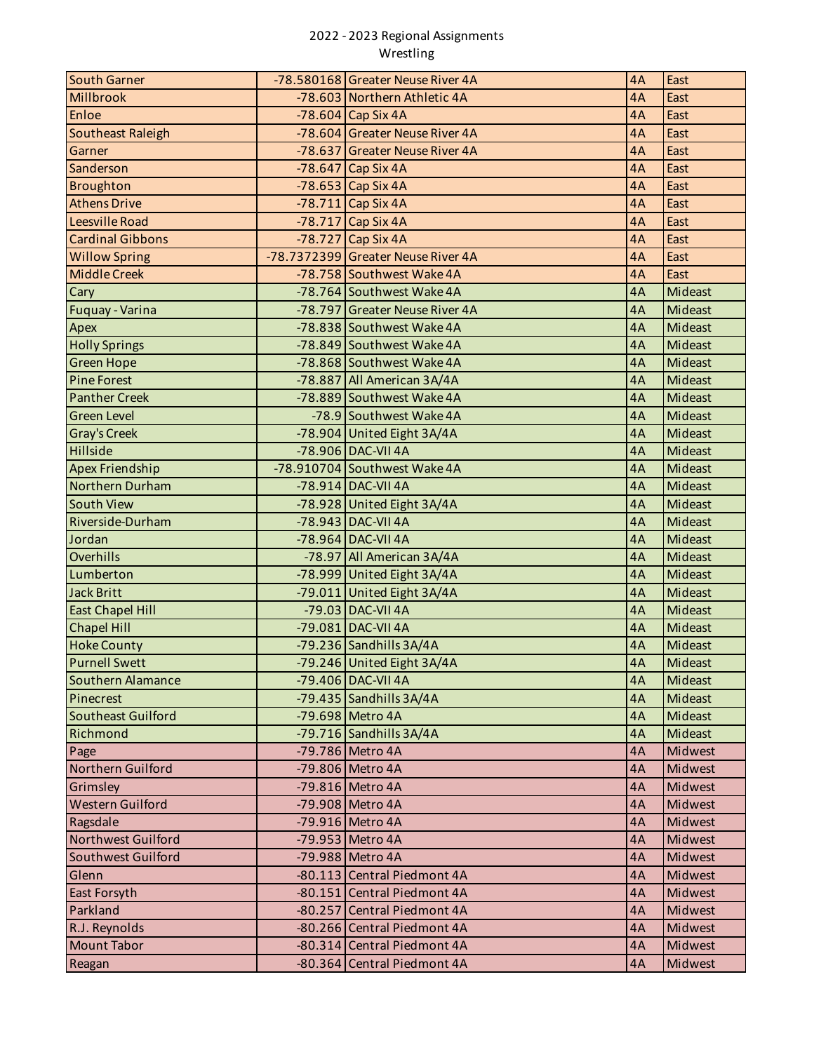2022 - 2023 Regional Assignments
Wrestling

| | | | | |
|---|---|---|---|---|
| South Garner | -78.580168 | Greater Neuse River 4A | 4A | East |
| Millbrook | -78.603 | Northern Athletic 4A | 4A | East |
| Enloe | -78.604 | Cap Six 4A | 4A | East |
| Southeast Raleigh | -78.604 | Greater Neuse River 4A | 4A | East |
| Garner | -78.637 | Greater Neuse River 4A | 4A | East |
| Sanderson | -78.647 | Cap Six 4A | 4A | East |
| Broughton | -78.653 | Cap Six 4A | 4A | East |
| Athens Drive | -78.711 | Cap Six 4A | 4A | East |
| Leesville Road | -78.717 | Cap Six 4A | 4A | East |
| Cardinal Gibbons | -78.727 | Cap Six 4A | 4A | East |
| Willow Spring | -78.7372399 | Greater Neuse River 4A | 4A | East |
| Middle Creek | -78.758 | Southwest Wake 4A | 4A | East |
| Cary | -78.764 | Southwest Wake 4A | 4A | Mideast |
| Fuquay - Varina | -78.797 | Greater Neuse River 4A | 4A | Mideast |
| Apex | -78.838 | Southwest Wake 4A | 4A | Mideast |
| Holly Springs | -78.849 | Southwest Wake 4A | 4A | Mideast |
| Green Hope | -78.868 | Southwest Wake 4A | 4A | Mideast |
| Pine Forest | -78.887 | All American 3A/4A | 4A | Mideast |
| Panther Creek | -78.889 | Southwest Wake 4A | 4A | Mideast |
| Green Level | -78.9 | Southwest Wake 4A | 4A | Mideast |
| Gray's Creek | -78.904 | United Eight 3A/4A | 4A | Mideast |
| Hillside | -78.906 | DAC-VII 4A | 4A | Mideast |
| Apex Friendship | -78.910704 | Southwest Wake 4A | 4A | Mideast |
| Northern Durham | -78.914 | DAC-VII 4A | 4A | Mideast |
| South View | -78.928 | United Eight 3A/4A | 4A | Mideast |
| Riverside-Durham | -78.943 | DAC-VII 4A | 4A | Mideast |
| Jordan | -78.964 | DAC-VII 4A | 4A | Mideast |
| Overhills | -78.97 | All American 3A/4A | 4A | Mideast |
| Lumberton | -78.999 | United Eight 3A/4A | 4A | Mideast |
| Jack Britt | -79.011 | United Eight 3A/4A | 4A | Mideast |
| East Chapel Hill | -79.03 | DAC-VII 4A | 4A | Mideast |
| Chapel Hill | -79.081 | DAC-VII 4A | 4A | Mideast |
| Hoke County | -79.236 | Sandhills 3A/4A | 4A | Mideast |
| Purnell Swett | -79.246 | United Eight 3A/4A | 4A | Mideast |
| Southern Alamance | -79.406 | DAC-VII 4A | 4A | Mideast |
| Pinecrest | -79.435 | Sandhills 3A/4A | 4A | Mideast |
| Southeast Guilford | -79.698 | Metro 4A | 4A | Mideast |
| Richmond | -79.716 | Sandhills 3A/4A | 4A | Mideast |
| Page | -79.786 | Metro 4A | 4A | Midwest |
| Northern Guilford | -79.806 | Metro 4A | 4A | Midwest |
| Grimsley | -79.816 | Metro 4A | 4A | Midwest |
| Western Guilford | -79.908 | Metro 4A | 4A | Midwest |
| Ragsdale | -79.916 | Metro 4A | 4A | Midwest |
| Northwest Guilford | -79.953 | Metro 4A | 4A | Midwest |
| Southwest Guilford | -79.988 | Metro 4A | 4A | Midwest |
| Glenn | -80.113 | Central Piedmont 4A | 4A | Midwest |
| East Forsyth | -80.151 | Central Piedmont 4A | 4A | Midwest |
| Parkland | -80.257 | Central Piedmont 4A | 4A | Midwest |
| R.J. Reynolds | -80.266 | Central Piedmont 4A | 4A | Midwest |
| Mount Tabor | -80.314 | Central Piedmont 4A | 4A | Midwest |
| Reagan | -80.364 | Central Piedmont 4A | 4A | Midwest |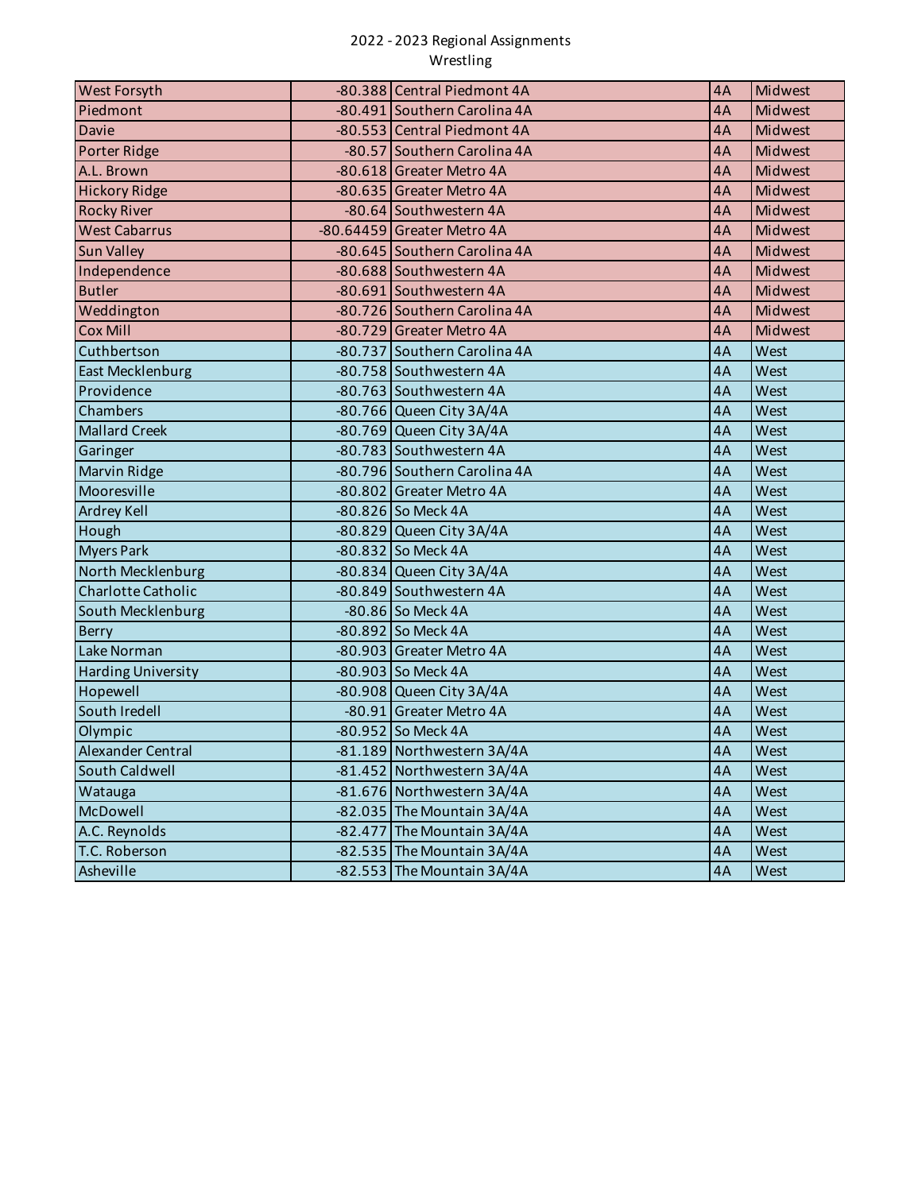2022 - 2023 Regional Assignments
Wrestling

| | | | | |
|---|---|---|---|---|
| West Forsyth | -80.388 | Central Piedmont 4A | 4A | Midwest |
| Piedmont | -80.491 | Southern Carolina 4A | 4A | Midwest |
| Davie | -80.553 | Central Piedmont 4A | 4A | Midwest |
| Porter Ridge | -80.57 | Southern Carolina 4A | 4A | Midwest |
| A.L. Brown | -80.618 | Greater Metro 4A | 4A | Midwest |
| Hickory Ridge | -80.635 | Greater Metro 4A | 4A | Midwest |
| Rocky River | -80.64 | Southwestern 4A | 4A | Midwest |
| West Cabarrus | -80.64459 | Greater Metro 4A | 4A | Midwest |
| Sun Valley | -80.645 | Southern Carolina 4A | 4A | Midwest |
| Independence | -80.688 | Southwestern 4A | 4A | Midwest |
| Butler | -80.691 | Southwestern 4A | 4A | Midwest |
| Weddington | -80.726 | Southern Carolina 4A | 4A | Midwest |
| Cox Mill | -80.729 | Greater Metro 4A | 4A | Midwest |
| Cuthbertson | -80.737 | Southern Carolina 4A | 4A | West |
| East Mecklenburg | -80.758 | Southwestern 4A | 4A | West |
| Providence | -80.763 | Southwestern 4A | 4A | West |
| Chambers | -80.766 | Queen City 3A/4A | 4A | West |
| Mallard Creek | -80.769 | Queen City 3A/4A | 4A | West |
| Garinger | -80.783 | Southwestern 4A | 4A | West |
| Marvin Ridge | -80.796 | Southern Carolina 4A | 4A | West |
| Mooresville | -80.802 | Greater Metro 4A | 4A | West |
| Ardrey Kell | -80.826 | So Meck 4A | 4A | West |
| Hough | -80.829 | Queen City 3A/4A | 4A | West |
| Myers Park | -80.832 | So Meck 4A | 4A | West |
| North Mecklenburg | -80.834 | Queen City 3A/4A | 4A | West |
| Charlotte Catholic | -80.849 | Southwestern 4A | 4A | West |
| South Mecklenburg | -80.86 | So Meck 4A | 4A | West |
| Berry | -80.892 | So Meck 4A | 4A | West |
| Lake Norman | -80.903 | Greater Metro 4A | 4A | West |
| Harding University | -80.903 | So Meck 4A | 4A | West |
| Hopewell | -80.908 | Queen City 3A/4A | 4A | West |
| South Iredell | -80.91 | Greater Metro 4A | 4A | West |
| Olympic | -80.952 | So Meck 4A | 4A | West |
| Alexander Central | -81.189 | Northwestern 3A/4A | 4A | West |
| South Caldwell | -81.452 | Northwestern 3A/4A | 4A | West |
| Watauga | -81.676 | Northwestern 3A/4A | 4A | West |
| McDowell | -82.035 | The Mountain 3A/4A | 4A | West |
| A.C. Reynolds | -82.477 | The Mountain 3A/4A | 4A | West |
| T.C. Roberson | -82.535 | The Mountain 3A/4A | 4A | West |
| Asheville | -82.553 | The Mountain 3A/4A | 4A | West |